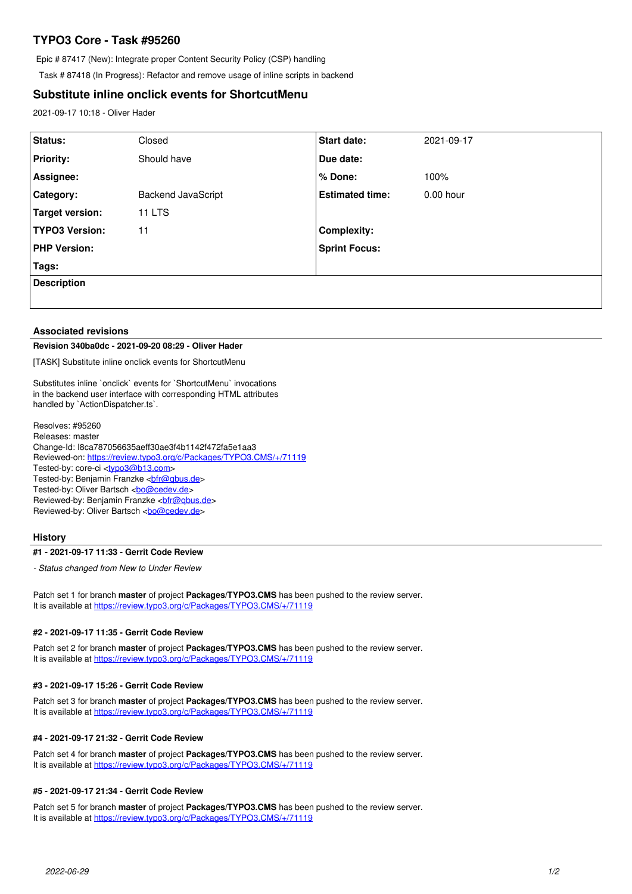# TYPO3 Core - Task #95260

Epic # 87417 (New): Integrate proper Content Security Policy (CSP) handling

Task # 87418 (In Progress): Refactor and remove usage of inline scripts in backend

## Substitute inline onclick events for ShortcutMenu

2021-09-17 10:18 - Oliver Hader

| Status: | Closed | Start date: | 2021-09-17 |
|---|---|---|---|
| Priority: | Should have | Due date: | |
| Assignee: | | % Done: | 100% |
| Category: | Backend JavaScript | Estimated time: | 0.00 hour |
| Target version: | 11 LTS | | |
| TYPO3 Version: | 11 | Complexity: | |
| PHP Version: | | Sprint Focus: | |
| Tags: | | | |

**Description**

### Associated revisions

**Revision 340ba0dc - 2021-09-20 08:29 - Oliver Hader**

[TASK] Substitute inline onclick events for ShortcutMenu

Substitutes inline `onclick` events for `ShortcutMenu` invocations
in the backend user interface with corresponding HTML attributes
handled by `ActionDispatcher.ts`.

Resolves: #95260
Releases: master
Change-Id: I8ca787056635aeff30ae3f4b1142f472fa5e1aa3
Reviewed-on: https://review.typo3.org/c/Packages/TYPO3.CMS/+/71119
Tested-by: core-ci <typo3@b13.com>
Tested-by: Benjamin Franzke <bfr@qbus.de>
Tested-by: Oliver Bartsch <bo@cedev.de>
Reviewed-by: Benjamin Franzke <bfr@qbus.de>
Reviewed-by: Oliver Bartsch <bo@cedev.de>

### History

**#1 - 2021-09-17 11:33 - Gerrit Code Review**

*- Status changed from New to Under Review*

Patch set 1 for branch **master** of project **Packages/TYPO3.CMS** has been pushed to the review server.
It is available at https://review.typo3.org/c/Packages/TYPO3.CMS/+/71119

**#2 - 2021-09-17 11:35 - Gerrit Code Review**

Patch set 2 for branch **master** of project **Packages/TYPO3.CMS** has been pushed to the review server.
It is available at https://review.typo3.org/c/Packages/TYPO3.CMS/+/71119

**#3 - 2021-09-17 15:26 - Gerrit Code Review**

Patch set 3 for branch **master** of project **Packages/TYPO3.CMS** has been pushed to the review server.
It is available at https://review.typo3.org/c/Packages/TYPO3.CMS/+/71119

**#4 - 2021-09-17 21:32 - Gerrit Code Review**

Patch set 4 for branch **master** of project **Packages/TYPO3.CMS** has been pushed to the review server.
It is available at https://review.typo3.org/c/Packages/TYPO3.CMS/+/71119

**#5 - 2021-09-17 21:34 - Gerrit Code Review**

Patch set 5 for branch **master** of project **Packages/TYPO3.CMS** has been pushed to the review server.
It is available at https://review.typo3.org/c/Packages/TYPO3.CMS/+/71119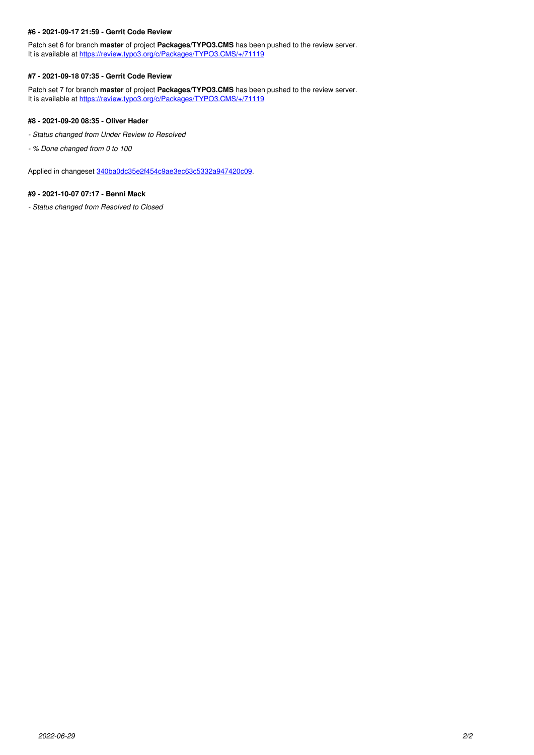#### #6 - 2021-09-17 21:59 - Gerrit Code Review

Patch set 6 for branch **master** of project **Packages/TYPO3.CMS** has been pushed to the review server.
It is available at https://review.typo3.org/c/Packages/TYPO3.CMS/+/71119

#### #7 - 2021-09-18 07:35 - Gerrit Code Review

Patch set 7 for branch **master** of project **Packages/TYPO3.CMS** has been pushed to the review server.
It is available at https://review.typo3.org/c/Packages/TYPO3.CMS/+/71119

#### #8 - 2021-09-20 08:35 - Oliver Hader

*- Status changed from Under Review to Resolved*

*- % Done changed from 0 to 100*

Applied in changeset 340ba0dc35e2f454c9ae3ec63c5332a947420c09.

#### #9 - 2021-10-07 07:17 - Benni Mack

*- Status changed from Resolved to Closed*